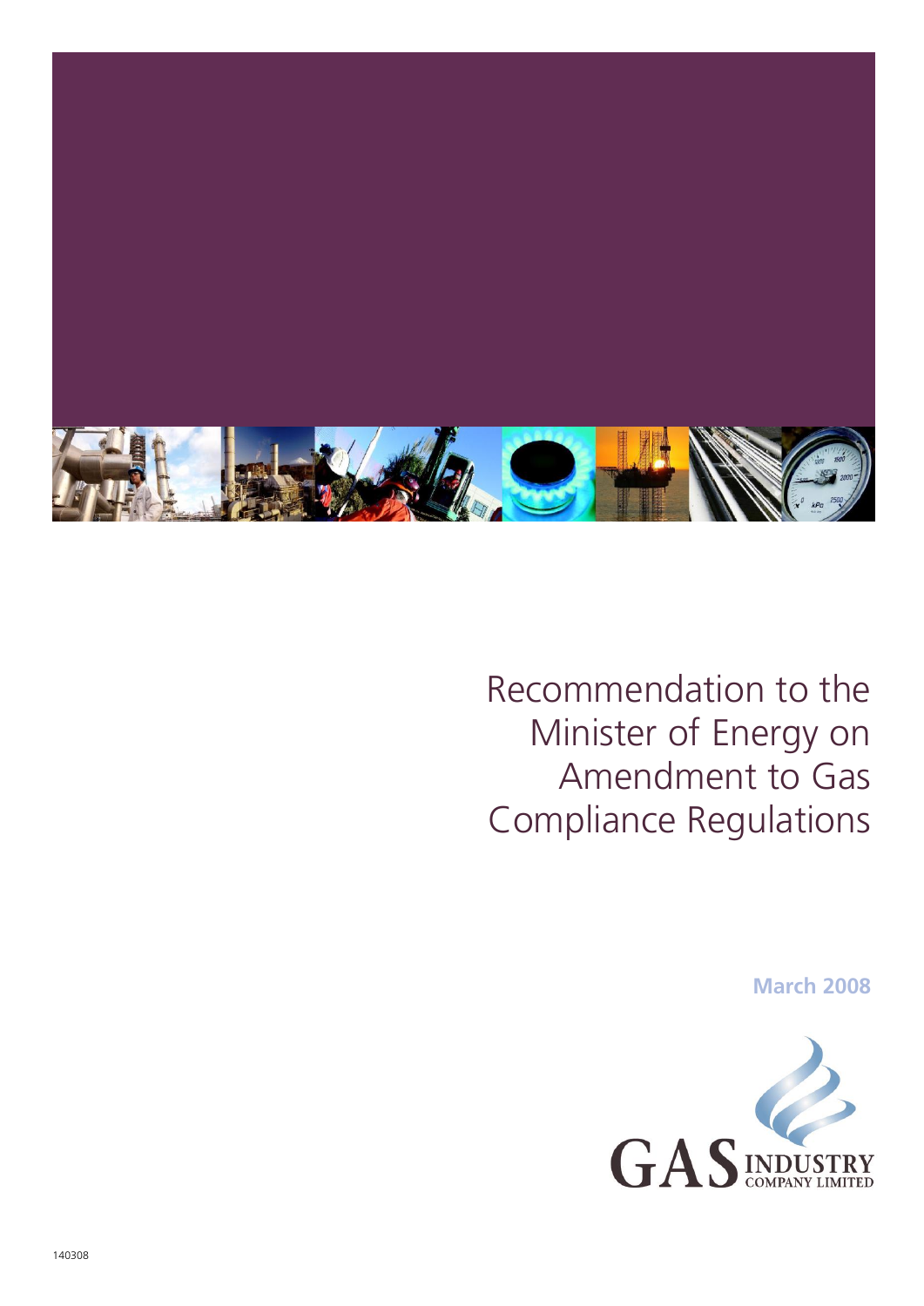# Recommendation to the Minister of Energy on Amendment to Gas Compliance Regulations

March 2008

GAS INDUSTRY COMPANY LIMITED

140308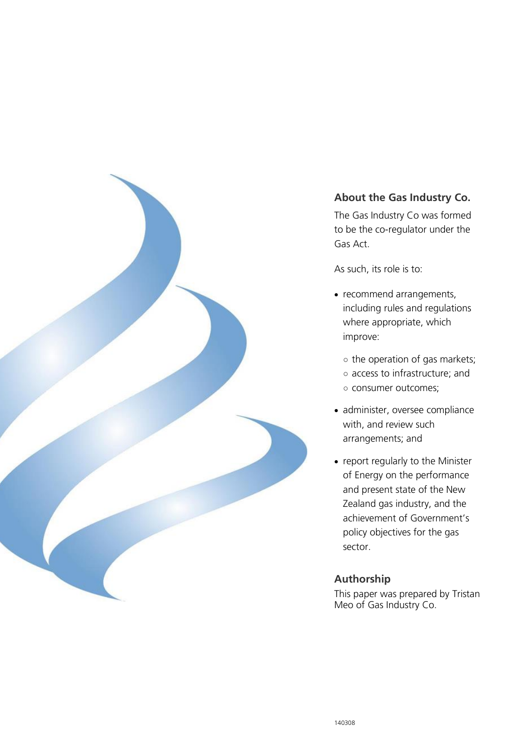## About the Gas Industry Co.

The Gas Industry Co was formed to be the co-regulator under the Gas Act.

As such, its role is to:

- recommend arrangements, including rules and regulations where appropriate, which improve:
  - the operation of gas markets;
  - access to infrastructure; and
  - consumer outcomes;
- administer, oversee compliance with, and review such arrangements; and
- report regularly to the Minister of Energy on the performance and present state of the New Zealand gas industry, and the achievement of Government's policy objectives for the gas sector.

## Authorship

This paper was prepared by Tristan Meo of Gas Industry Co.

140308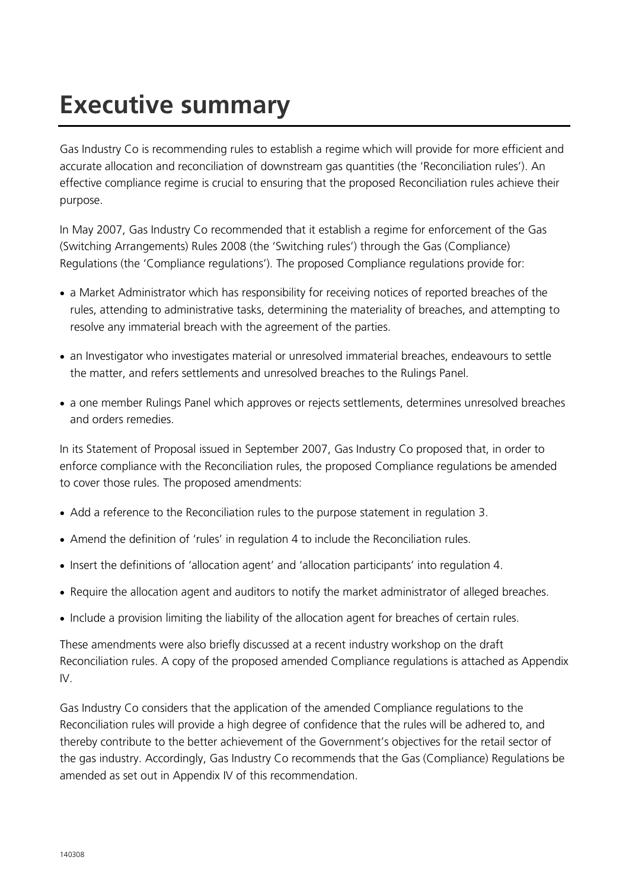# Executive summary

Gas Industry Co is recommending rules to establish a regime which will provide for more efficient and accurate allocation and reconciliation of downstream gas quantities (the 'Reconciliation rules'). An effective compliance regime is crucial to ensuring that the proposed Reconciliation rules achieve their purpose.

In May 2007, Gas Industry Co recommended that it establish a regime for enforcement of the Gas (Switching Arrangements) Rules 2008 (the 'Switching rules') through the Gas (Compliance) Regulations (the 'Compliance regulations'). The proposed Compliance regulations provide for:

- a Market Administrator which has responsibility for receiving notices of reported breaches of the rules, attending to administrative tasks, determining the materiality of breaches, and attempting to resolve any immaterial breach with the agreement of the parties.
- an Investigator who investigates material or unresolved immaterial breaches, endeavours to settle the matter, and refers settlements and unresolved breaches to the Rulings Panel.
- a one member Rulings Panel which approves or rejects settlements, determines unresolved breaches and orders remedies.

In its Statement of Proposal issued in September 2007, Gas Industry Co proposed that, in order to enforce compliance with the Reconciliation rules, the proposed Compliance regulations be amended to cover those rules. The proposed amendments:

- Add a reference to the Reconciliation rules to the purpose statement in regulation 3.
- Amend the definition of 'rules' in regulation 4 to include the Reconciliation rules.
- Insert the definitions of 'allocation agent' and 'allocation participants' into regulation 4.
- Require the allocation agent and auditors to notify the market administrator of alleged breaches.
- Include a provision limiting the liability of the allocation agent for breaches of certain rules.

These amendments were also briefly discussed at a recent industry workshop on the draft Reconciliation rules. A copy of the proposed amended Compliance regulations is attached as Appendix IV.

Gas Industry Co considers that the application of the amended Compliance regulations to the Reconciliation rules will provide a high degree of confidence that the rules will be adhered to, and thereby contribute to the better achievement of the Government's objectives for the retail sector of the gas industry. Accordingly, Gas Industry Co recommends that the Gas (Compliance) Regulations be amended as set out in Appendix IV of this recommendation.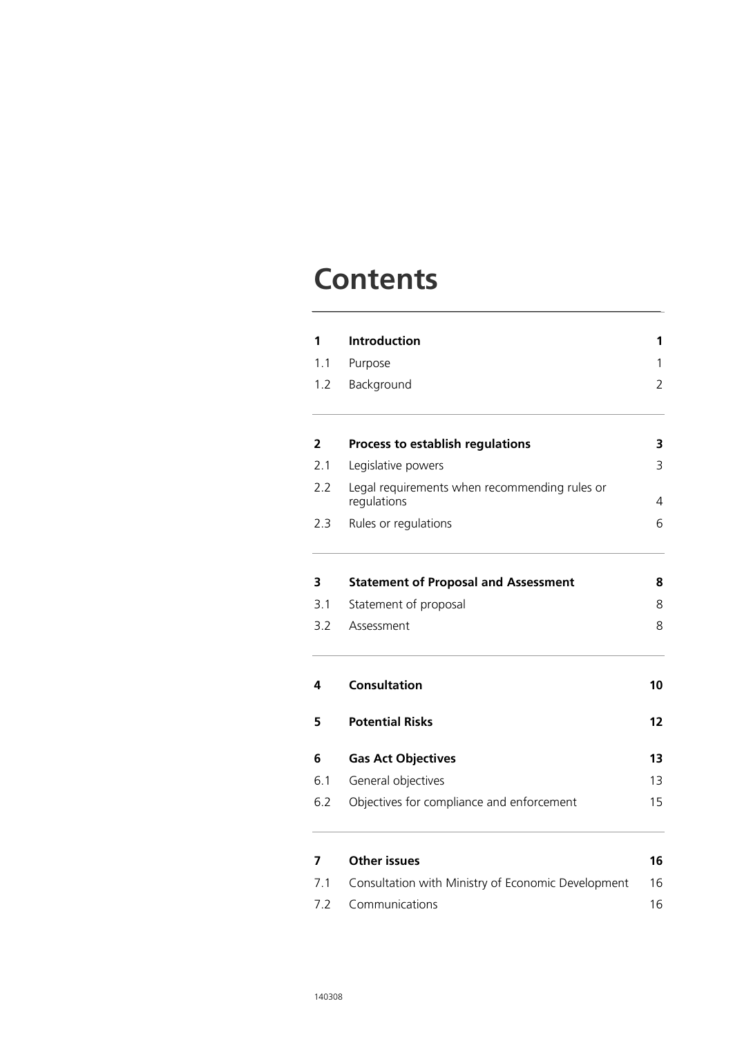# Contents

| | | |
|---|---|---|
| **1** | **Introduction** | **1** |
| 1.1 | Purpose | 1 |
| 1.2 | Background | 2 |
| **2** | **Process to establish regulations** | **3** |
| 2.1 | Legislative powers | 3 |
| 2.2 | Legal requirements when recommending rules or regulations | 4 |
| 2.3 | Rules or regulations | 6 |
| **3** | **Statement of Proposal and Assessment** | **8** |
| 3.1 | Statement of proposal | 8 |
| 3.2 | Assessment | 8 |
| **4** | **Consultation** | **10** |
| **5** | **Potential Risks** | **12** |
| **6** | **Gas Act Objectives** | **13** |
| 6.1 | General objectives | 13 |
| 6.2 | Objectives for compliance and enforcement | 15 |
| **7** | **Other issues** | **16** |
| 7.1 | Consultation with Ministry of Economic Development | 16 |
| 7.2 | Communications | 16 |

140308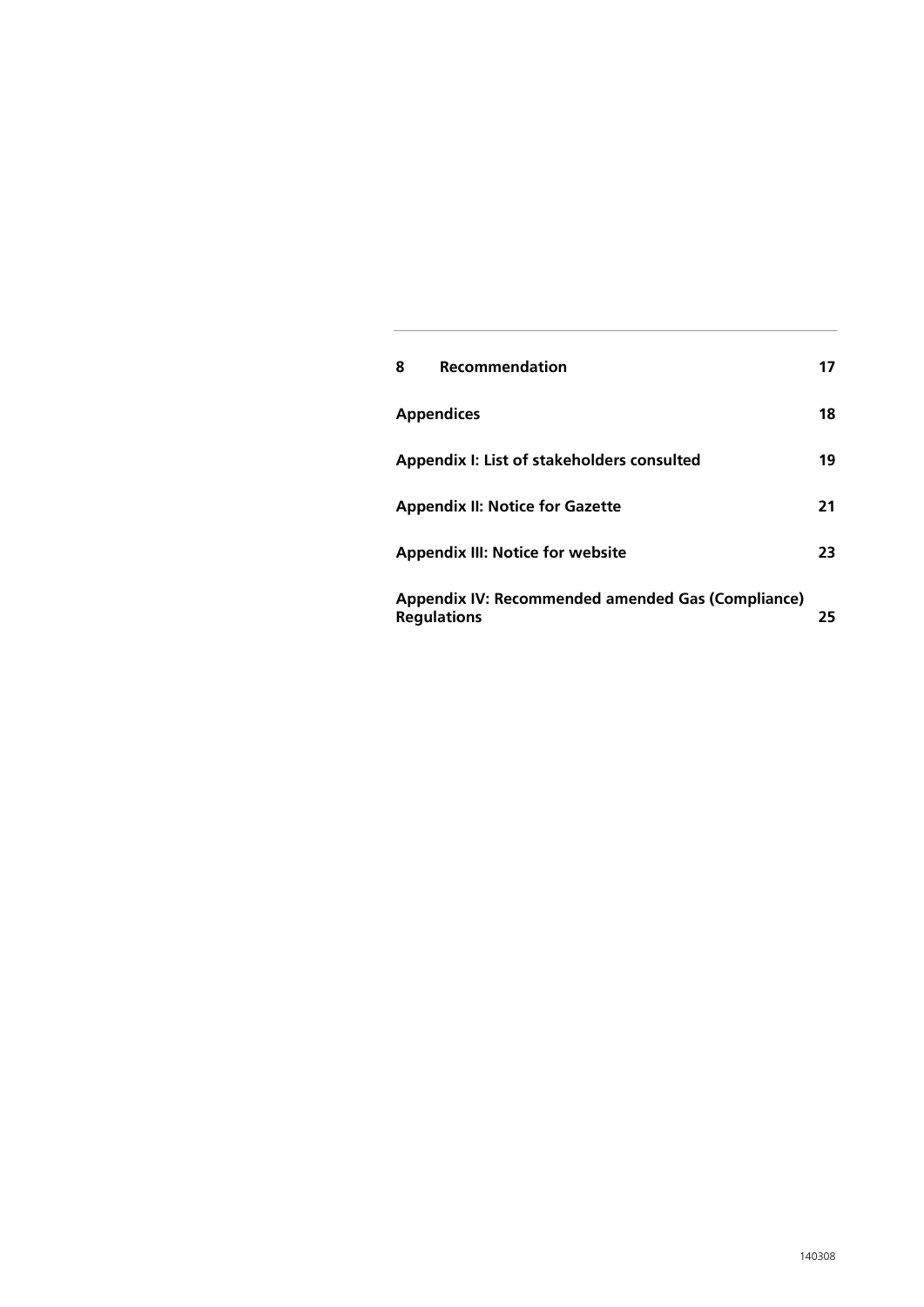| | | |
|---|---|---|
| 8 | Recommendation | 17 |
| Appendices | | 18 |
| Appendix I: List of stakeholders consulted | | 19 |
| Appendix II: Notice for Gazette | | 21 |
| Appendix III: Notice for website | | 23 |
| Appendix IV: Recommended amended Gas (Compliance) Regulations | | 25 |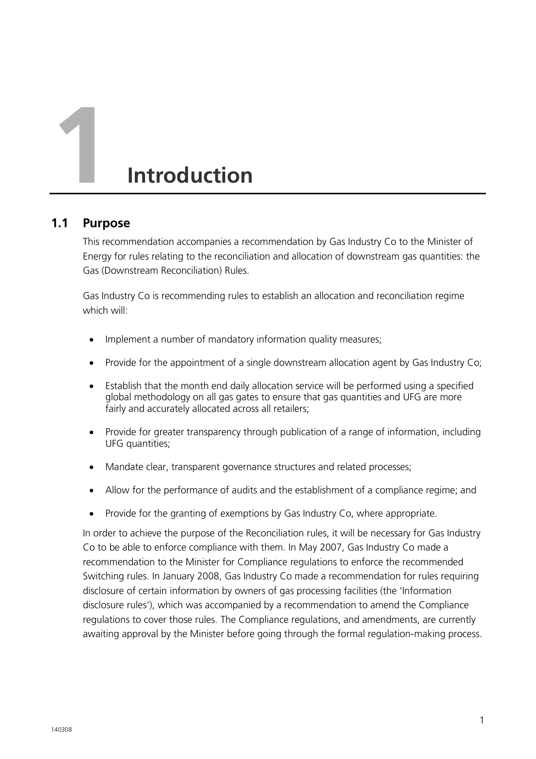# 1 Introduction

## 1.1 Purpose

This recommendation accompanies a recommendation by Gas Industry Co to the Minister of Energy for rules relating to the reconciliation and allocation of downstream gas quantities: the Gas (Downstream Reconciliation) Rules.

Gas Industry Co is recommending rules to establish an allocation and reconciliation regime which will:

- Implement a number of mandatory information quality measures;
- Provide for the appointment of a single downstream allocation agent by Gas Industry Co;
- Establish that the month end daily allocation service will be performed using a specified global methodology on all gas gates to ensure that gas quantities and UFG are more fairly and accurately allocated across all retailers;
- Provide for greater transparency through publication of a range of information, including UFG quantities;
- Mandate clear, transparent governance structures and related processes;
- Allow for the performance of audits and the establishment of a compliance regime; and
- Provide for the granting of exemptions by Gas Industry Co, where appropriate.

In order to achieve the purpose of the Reconciliation rules, it will be necessary for Gas Industry Co to be able to enforce compliance with them. In May 2007, Gas Industry Co made a recommendation to the Minister for Compliance regulations to enforce the recommended Switching rules. In January 2008, Gas Industry Co made a recommendation for rules requiring disclosure of certain information by owners of gas processing facilities (the 'Information disclosure rules'), which was accompanied by a recommendation to amend the Compliance regulations to cover those rules. The Compliance regulations, and amendments, are currently awaiting approval by the Minister before going through the formal regulation-making process.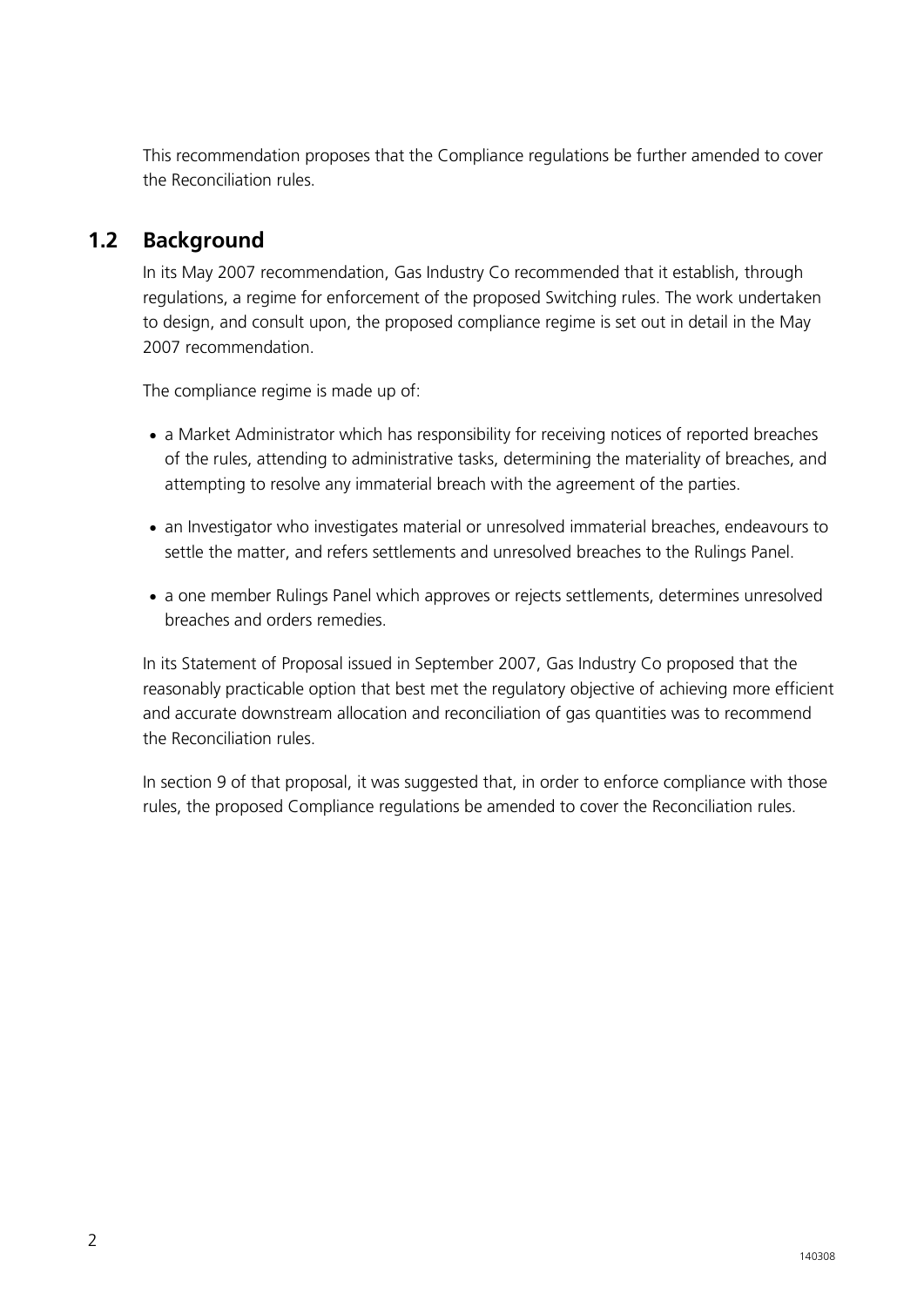This recommendation proposes that the Compliance regulations be further amended to cover the Reconciliation rules.

## 1.2 Background

In its May 2007 recommendation, Gas Industry Co recommended that it establish, through regulations, a regime for enforcement of the proposed Switching rules. The work undertaken to design, and consult upon, the proposed compliance regime is set out in detail in the May 2007 recommendation.

The compliance regime is made up of:

- a Market Administrator which has responsibility for receiving notices of reported breaches of the rules, attending to administrative tasks, determining the materiality of breaches, and attempting to resolve any immaterial breach with the agreement of the parties.
- an Investigator who investigates material or unresolved immaterial breaches, endeavours to settle the matter, and refers settlements and unresolved breaches to the Rulings Panel.
- a one member Rulings Panel which approves or rejects settlements, determines unresolved breaches and orders remedies.

In its Statement of Proposal issued in September 2007, Gas Industry Co proposed that the reasonably practicable option that best met the regulatory objective of achieving more efficient and accurate downstream allocation and reconciliation of gas quantities was to recommend the Reconciliation rules.

In section 9 of that proposal, it was suggested that, in order to enforce compliance with those rules, the proposed Compliance regulations be amended to cover the Reconciliation rules.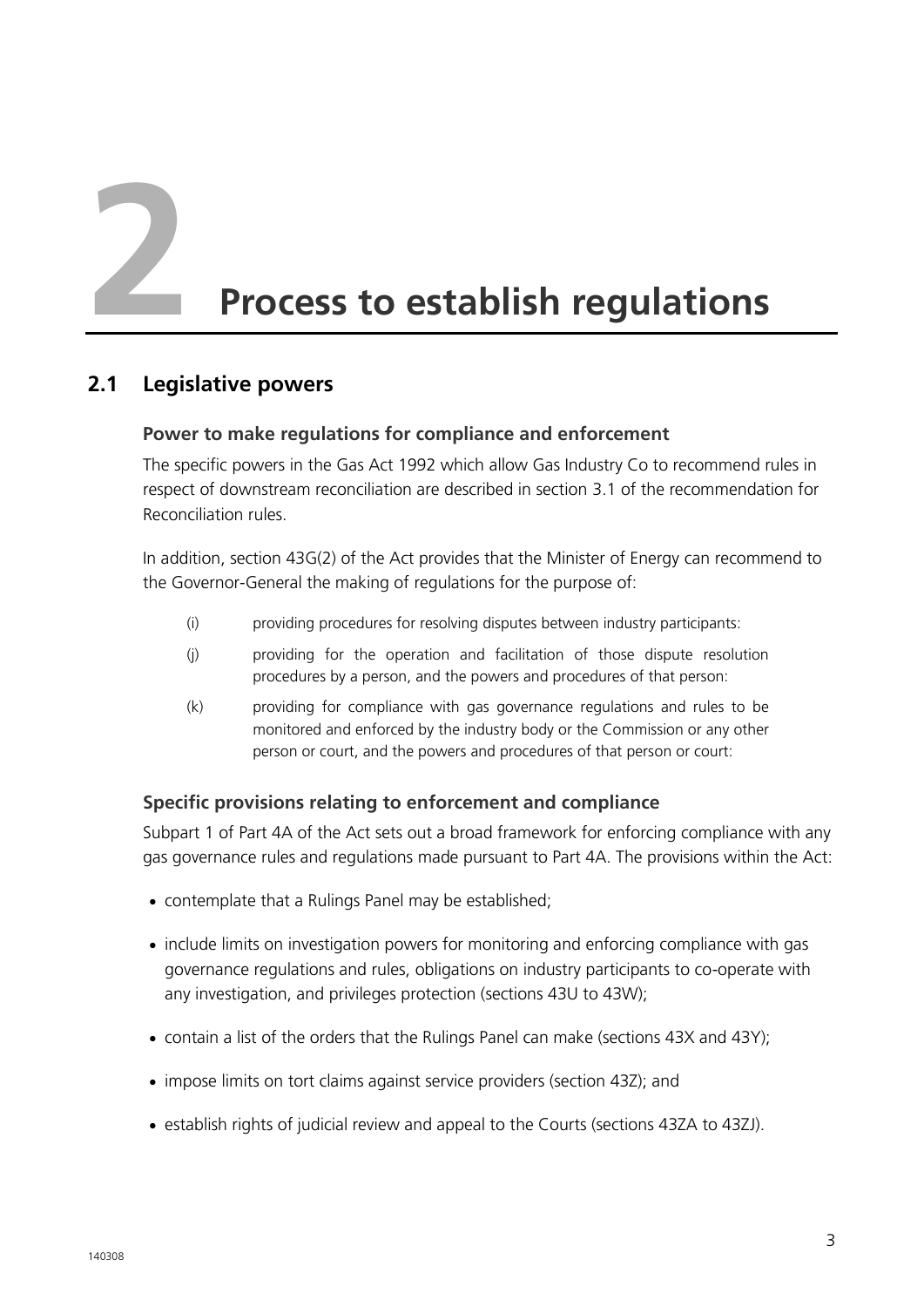# 2 Process to establish regulations

## 2.1 Legislative powers

### Power to make regulations for compliance and enforcement

The specific powers in the Gas Act 1992 which allow Gas Industry Co to recommend rules in respect of downstream reconciliation are described in section 3.1 of the recommendation for Reconciliation rules.

In addition, section 43G(2) of the Act provides that the Minister of Energy can recommend to the Governor-General the making of regulations for the purpose of:

(i) providing procedures for resolving disputes between industry participants:

(j) providing for the operation and facilitation of those dispute resolution procedures by a person, and the powers and procedures of that person:

(k) providing for compliance with gas governance regulations and rules to be monitored and enforced by the industry body or the Commission or any other person or court, and the powers and procedures of that person or court:

### Specific provisions relating to enforcement and compliance

Subpart 1 of Part 4A of the Act sets out a broad framework for enforcing compliance with any gas governance rules and regulations made pursuant to Part 4A. The provisions within the Act:

- contemplate that a Rulings Panel may be established;
- include limits on investigation powers for monitoring and enforcing compliance with gas governance regulations and rules, obligations on industry participants to co-operate with any investigation, and privileges protection (sections 43U to 43W);
- contain a list of the orders that the Rulings Panel can make (sections 43X and 43Y);
- impose limits on tort claims against service providers (section 43Z); and
- establish rights of judicial review and appeal to the Courts (sections 43ZA to 43ZJ).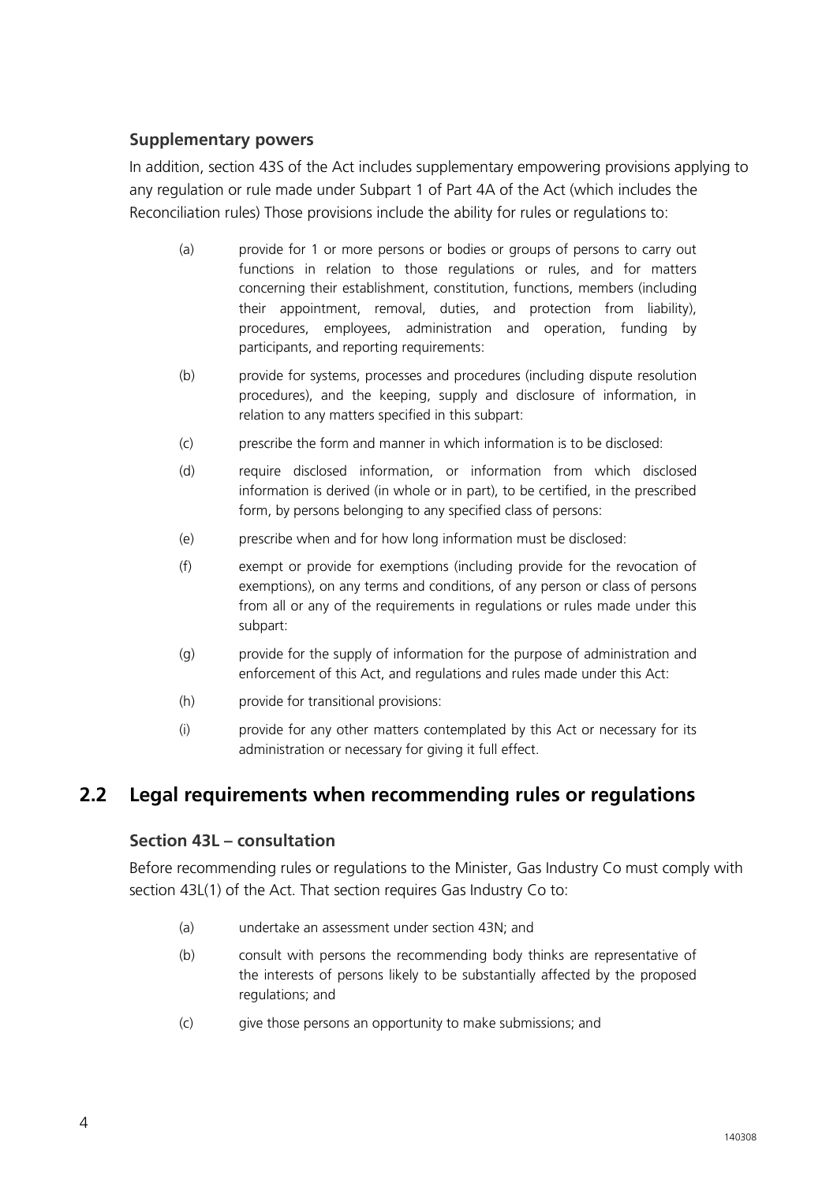### Supplementary powers

In addition, section 43S of the Act includes supplementary empowering provisions applying to any regulation or rule made under Subpart 1 of Part 4A of the Act (which includes the Reconciliation rules) Those provisions include the ability for rules or regulations to:

(a) provide for 1 or more persons or bodies or groups of persons to carry out functions in relation to those regulations or rules, and for matters concerning their establishment, constitution, functions, members (including their appointment, removal, duties, and protection from liability), procedures, employees, administration and operation, funding by participants, and reporting requirements:

(b) provide for systems, processes and procedures (including dispute resolution procedures), and the keeping, supply and disclosure of information, in relation to any matters specified in this subpart:

(c) prescribe the form and manner in which information is to be disclosed:

(d) require disclosed information, or information from which disclosed information is derived (in whole or in part), to be certified, in the prescribed form, by persons belonging to any specified class of persons:

(e) prescribe when and for how long information must be disclosed:

(f) exempt or provide for exemptions (including provide for the revocation of exemptions), on any terms and conditions, of any person or class of persons from all or any of the requirements in regulations or rules made under this subpart:

(g) provide for the supply of information for the purpose of administration and enforcement of this Act, and regulations and rules made under this Act:

(h) provide for transitional provisions:

(i) provide for any other matters contemplated by this Act or necessary for its administration or necessary for giving it full effect.

## 2.2 Legal requirements when recommending rules or regulations

### Section 43L – consultation

Before recommending rules or regulations to the Minister, Gas Industry Co must comply with section 43L(1) of the Act. That section requires Gas Industry Co to:

(a) undertake an assessment under section 43N; and

(b) consult with persons the recommending body thinks are representative of the interests of persons likely to be substantially affected by the proposed regulations; and

(c) give those persons an opportunity to make submissions; and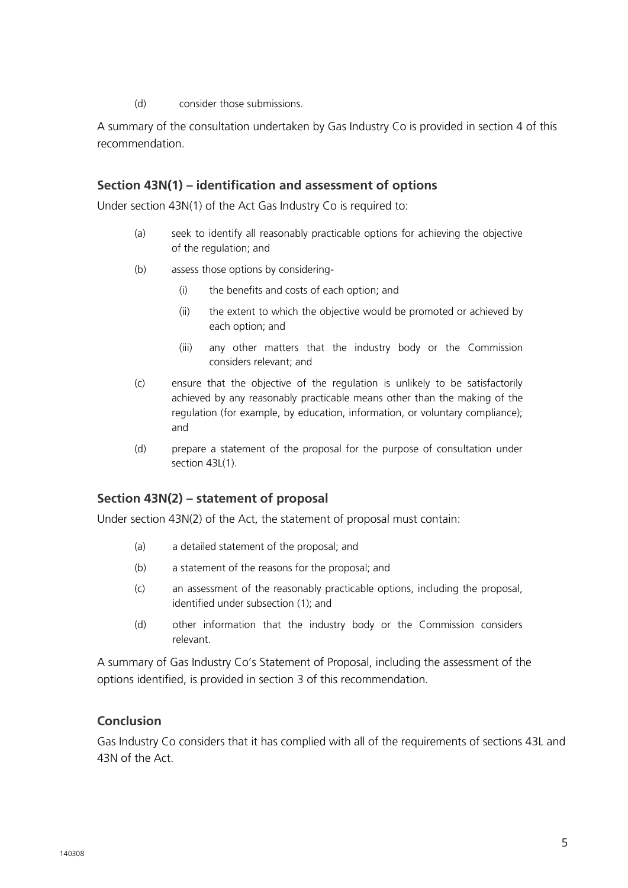(d) consider those submissions.

A summary of the consultation undertaken by Gas Industry Co is provided in section 4 of this recommendation.

### Section 43N(1) – identification and assessment of options

Under section 43N(1) of the Act Gas Industry Co is required to:

(a) seek to identify all reasonably practicable options for achieving the objective of the regulation; and

(b) assess those options by considering-

  (i) the benefits and costs of each option; and

  (ii) the extent to which the objective would be promoted or achieved by each option; and

  (iii) any other matters that the industry body or the Commission considers relevant; and

(c) ensure that the objective of the regulation is unlikely to be satisfactorily achieved by any reasonably practicable means other than the making of the regulation (for example, by education, information, or voluntary compliance); and

(d) prepare a statement of the proposal for the purpose of consultation under section 43L(1).

### Section 43N(2) – statement of proposal

Under section 43N(2) of the Act, the statement of proposal must contain:

(a) a detailed statement of the proposal; and

(b) a statement of the reasons for the proposal; and

(c) an assessment of the reasonably practicable options, including the proposal, identified under subsection (1); and

(d) other information that the industry body or the Commission considers relevant.

A summary of Gas Industry Co's Statement of Proposal, including the assessment of the options identified, is provided in section 3 of this recommendation.

### Conclusion

Gas Industry Co considers that it has complied with all of the requirements of sections 43L and 43N of the Act.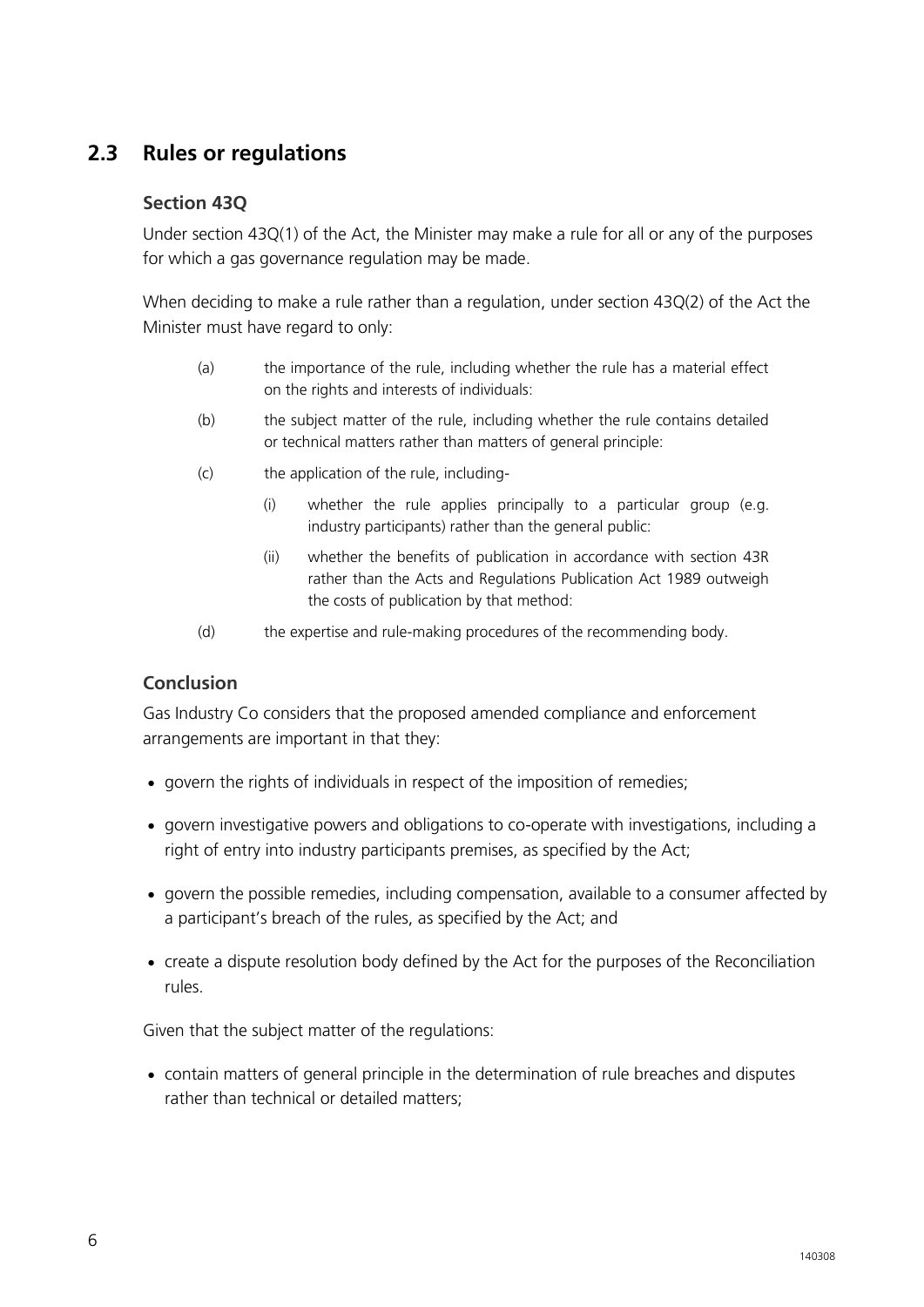## 2.3 Rules or regulations

### Section 43Q

Under section 43Q(1) of the Act, the Minister may make a rule for all or any of the purposes for which a gas governance regulation may be made.

When deciding to make a rule rather than a regulation, under section 43Q(2) of the Act the Minister must have regard to only:

(a) the importance of the rule, including whether the rule has a material effect on the rights and interests of individuals:

(b) the subject matter of the rule, including whether the rule contains detailed or technical matters rather than matters of general principle:

(c) the application of the rule, including-

  (i) whether the rule applies principally to a particular group (e.g. industry participants) rather than the general public:

  (ii) whether the benefits of publication in accordance with section 43R rather than the Acts and Regulations Publication Act 1989 outweigh the costs of publication by that method:

(d) the expertise and rule-making procedures of the recommending body.

### Conclusion

Gas Industry Co considers that the proposed amended compliance and enforcement arrangements are important in that they:

- govern the rights of individuals in respect of the imposition of remedies;
- govern investigative powers and obligations to co-operate with investigations, including a right of entry into industry participants premises, as specified by the Act;
- govern the possible remedies, including compensation, available to a consumer affected by a participant's breach of the rules, as specified by the Act; and
- create a dispute resolution body defined by the Act for the purposes of the Reconciliation rules.

Given that the subject matter of the regulations:

- contain matters of general principle in the determination of rule breaches and disputes rather than technical or detailed matters;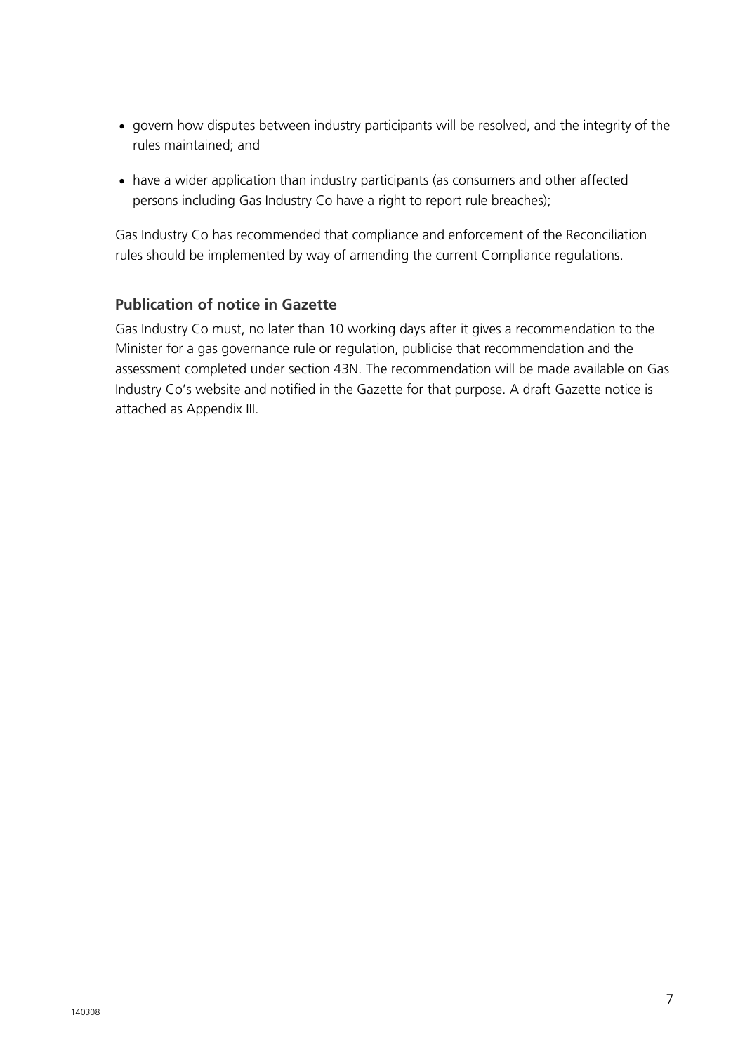- govern how disputes between industry participants will be resolved, and the integrity of the rules maintained; and
- have a wider application than industry participants (as consumers and other affected persons including Gas Industry Co have a right to report rule breaches);

Gas Industry Co has recommended that compliance and enforcement of the Reconciliation rules should be implemented by way of amending the current Compliance regulations.

### Publication of notice in Gazette

Gas Industry Co must, no later than 10 working days after it gives a recommendation to the Minister for a gas governance rule or regulation, publicise that recommendation and the assessment completed under section 43N. The recommendation will be made available on Gas Industry Co's website and notified in the Gazette for that purpose. A draft Gazette notice is attached as Appendix III.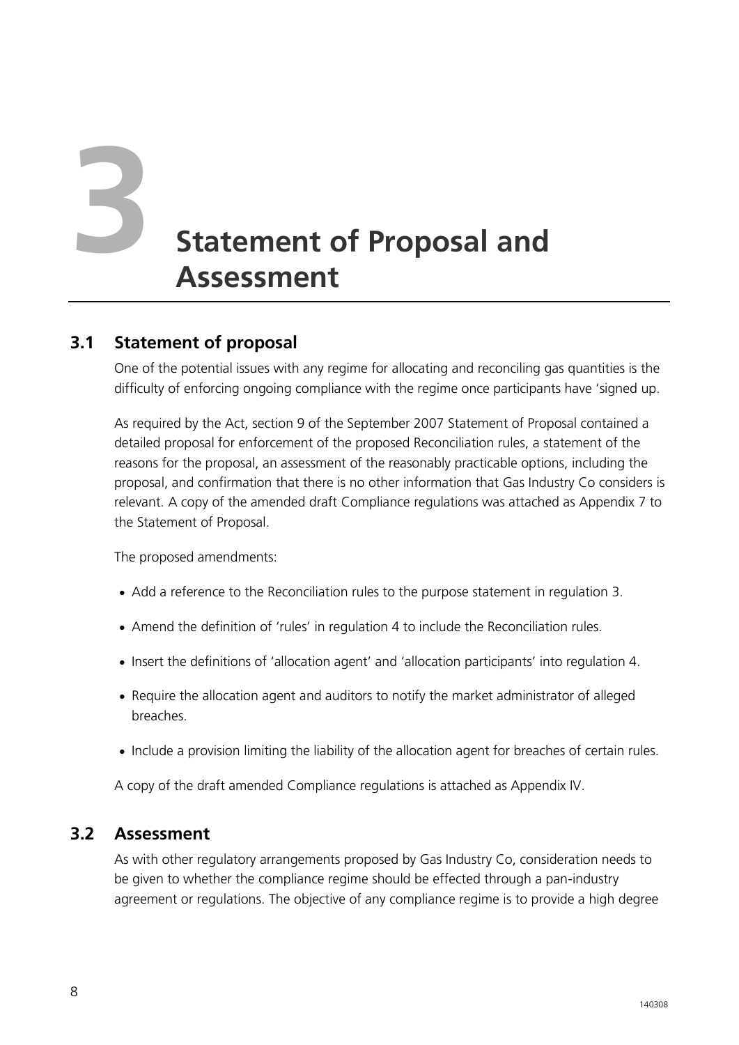# 3 Statement of Proposal and Assessment

## 3.1 Statement of proposal

One of the potential issues with any regime for allocating and reconciling gas quantities is the difficulty of enforcing ongoing compliance with the regime once participants have 'signed up.

As required by the Act, section 9 of the September 2007 Statement of Proposal contained a detailed proposal for enforcement of the proposed Reconciliation rules, a statement of the reasons for the proposal, an assessment of the reasonably practicable options, including the proposal, and confirmation that there is no other information that Gas Industry Co considers is relevant. A copy of the amended draft Compliance regulations was attached as Appendix 7 to the Statement of Proposal.

The proposed amendments:

- Add a reference to the Reconciliation rules to the purpose statement in regulation 3.
- Amend the definition of 'rules' in regulation 4 to include the Reconciliation rules.
- Insert the definitions of 'allocation agent' and 'allocation participants' into regulation 4.
- Require the allocation agent and auditors to notify the market administrator of alleged breaches.
- Include a provision limiting the liability of the allocation agent for breaches of certain rules.

A copy of the draft amended Compliance regulations is attached as Appendix IV.

## 3.2 Assessment

As with other regulatory arrangements proposed by Gas Industry Co, consideration needs to be given to whether the compliance regime should be effected through a pan-industry agreement or regulations. The objective of any compliance regime is to provide a high degree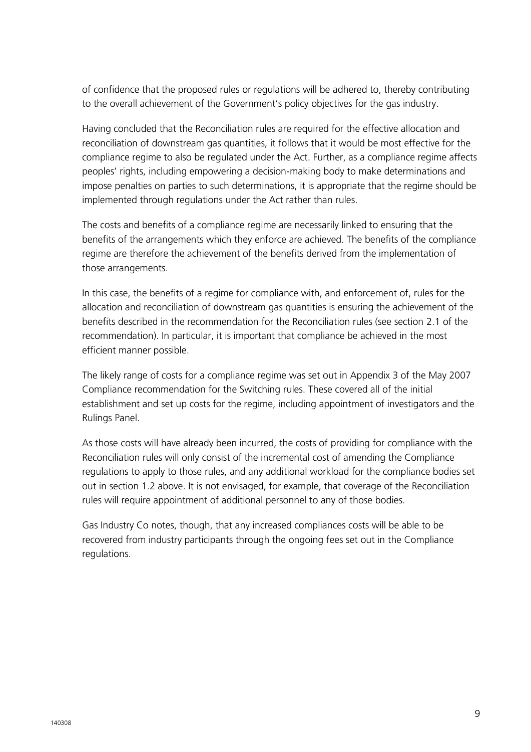of confidence that the proposed rules or regulations will be adhered to, thereby contributing to the overall achievement of the Government's policy objectives for the gas industry.

Having concluded that the Reconciliation rules are required for the effective allocation and reconciliation of downstream gas quantities, it follows that it would be most effective for the compliance regime to also be regulated under the Act. Further, as a compliance regime affects peoples' rights, including empowering a decision-making body to make determinations and impose penalties on parties to such determinations, it is appropriate that the regime should be implemented through regulations under the Act rather than rules.

The costs and benefits of a compliance regime are necessarily linked to ensuring that the benefits of the arrangements which they enforce are achieved. The benefits of the compliance regime are therefore the achievement of the benefits derived from the implementation of those arrangements.

In this case, the benefits of a regime for compliance with, and enforcement of, rules for the allocation and reconciliation of downstream gas quantities is ensuring the achievement of the benefits described in the recommendation for the Reconciliation rules (see section 2.1 of the recommendation). In particular, it is important that compliance be achieved in the most efficient manner possible.

The likely range of costs for a compliance regime was set out in Appendix 3 of the May 2007 Compliance recommendation for the Switching rules. These covered all of the initial establishment and set up costs for the regime, including appointment of investigators and the Rulings Panel.

As those costs will have already been incurred, the costs of providing for compliance with the Reconciliation rules will only consist of the incremental cost of amending the Compliance regulations to apply to those rules, and any additional workload for the compliance bodies set out in section 1.2 above. It is not envisaged, for example, that coverage of the Reconciliation rules will require appointment of additional personnel to any of those bodies.

Gas Industry Co notes, though, that any increased compliances costs will be able to be recovered from industry participants through the ongoing fees set out in the Compliance regulations.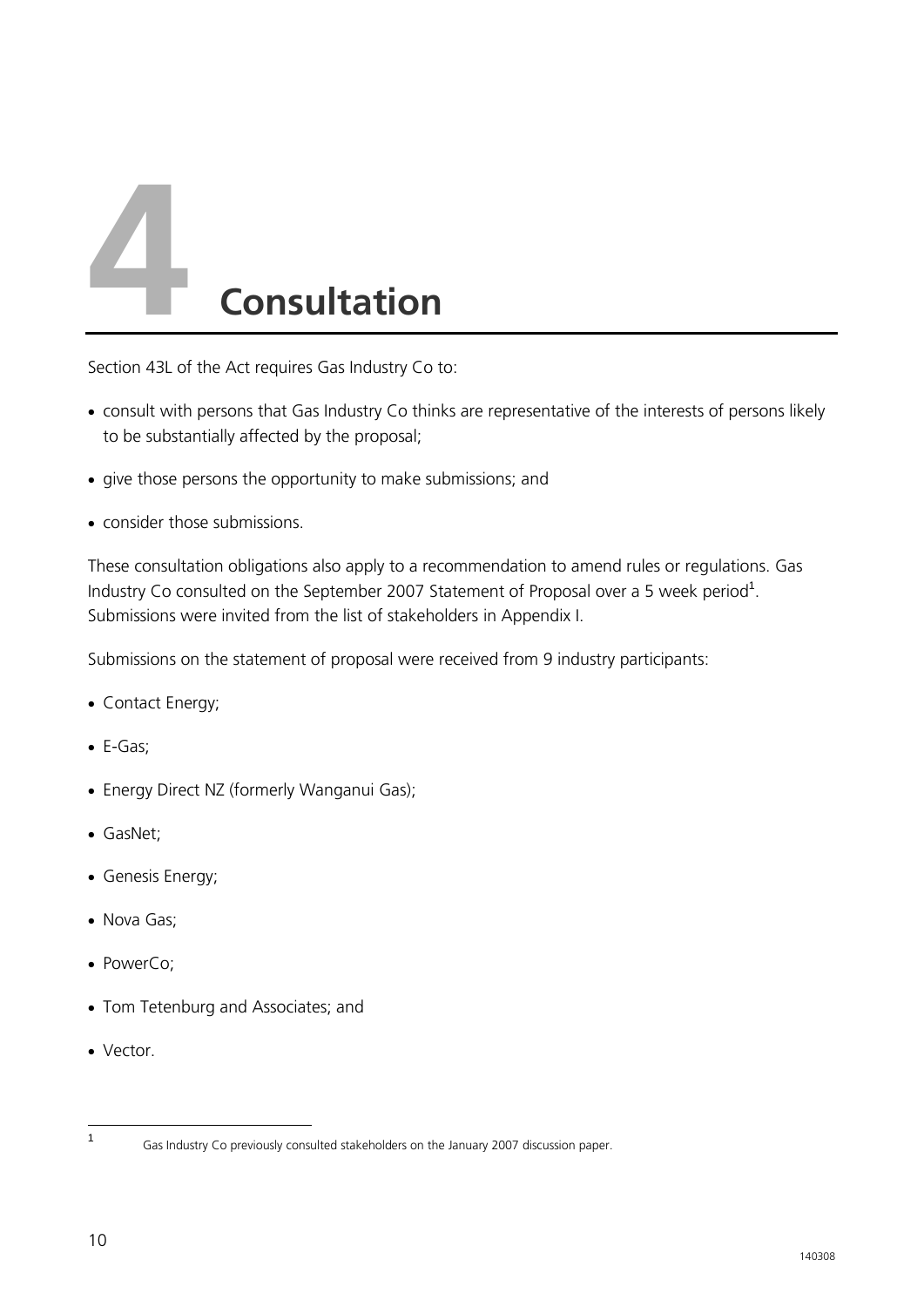# 4 Consultation

Section 43L of the Act requires Gas Industry Co to:

- consult with persons that Gas Industry Co thinks are representative of the interests of persons likely to be substantially affected by the proposal;
- give those persons the opportunity to make submissions; and
- consider those submissions.

These consultation obligations also apply to a recommendation to amend rules or regulations. Gas Industry Co consulted on the September 2007 Statement of Proposal over a 5 week period[1]. Submissions were invited from the list of stakeholders in Appendix I.

Submissions on the statement of proposal were received from 9 industry participants:

- Contact Energy;
- E-Gas;
- Energy Direct NZ (formerly Wanganui Gas);
- GasNet;
- Genesis Energy;
- Nova Gas;
- PowerCo;
- Tom Tetenburg and Associates; and
- Vector.

[1] Gas Industry Co previously consulted stakeholders on the January 2007 discussion paper.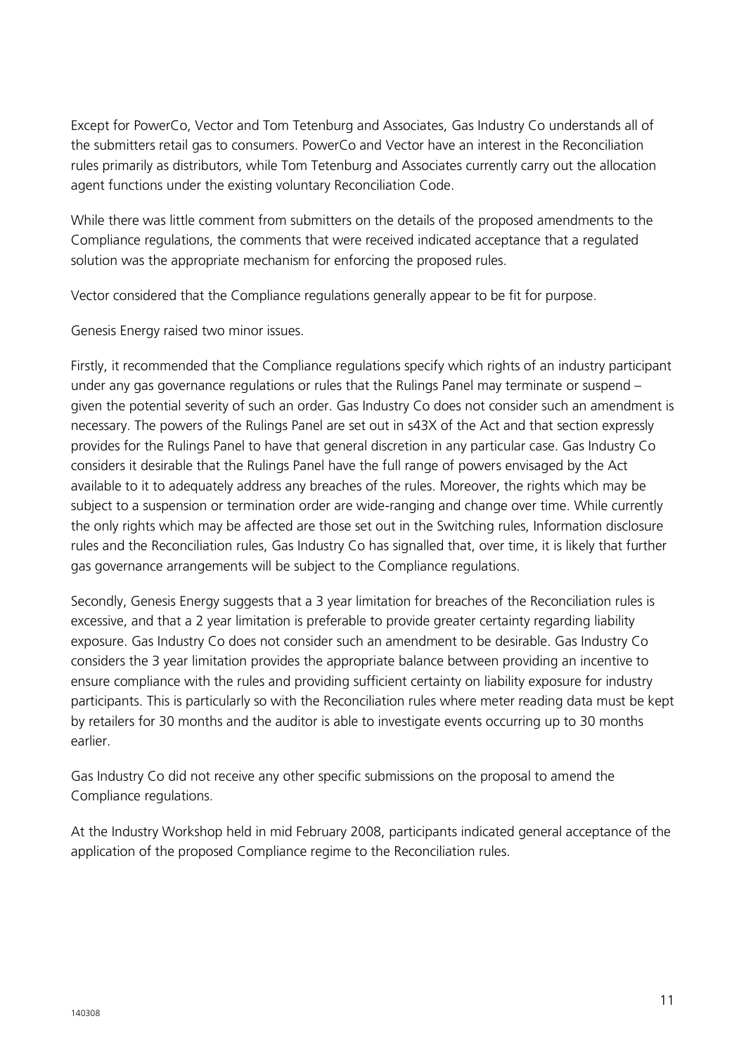Except for PowerCo, Vector and Tom Tetenburg and Associates, Gas Industry Co understands all of the submitters retail gas to consumers. PowerCo and Vector have an interest in the Reconciliation rules primarily as distributors, while Tom Tetenburg and Associates currently carry out the allocation agent functions under the existing voluntary Reconciliation Code.

While there was little comment from submitters on the details of the proposed amendments to the Compliance regulations, the comments that were received indicated acceptance that a regulated solution was the appropriate mechanism for enforcing the proposed rules.

Vector considered that the Compliance regulations generally appear to be fit for purpose.

Genesis Energy raised two minor issues.

Firstly, it recommended that the Compliance regulations specify which rights of an industry participant under any gas governance regulations or rules that the Rulings Panel may terminate or suspend – given the potential severity of such an order. Gas Industry Co does not consider such an amendment is necessary. The powers of the Rulings Panel are set out in s43X of the Act and that section expressly provides for the Rulings Panel to have that general discretion in any particular case. Gas Industry Co considers it desirable that the Rulings Panel have the full range of powers envisaged by the Act available to it to adequately address any breaches of the rules. Moreover, the rights which may be subject to a suspension or termination order are wide-ranging and change over time. While currently the only rights which may be affected are those set out in the Switching rules, Information disclosure rules and the Reconciliation rules, Gas Industry Co has signalled that, over time, it is likely that further gas governance arrangements will be subject to the Compliance regulations.

Secondly, Genesis Energy suggests that a 3 year limitation for breaches of the Reconciliation rules is excessive, and that a 2 year limitation is preferable to provide greater certainty regarding liability exposure. Gas Industry Co does not consider such an amendment to be desirable. Gas Industry Co considers the 3 year limitation provides the appropriate balance between providing an incentive to ensure compliance with the rules and providing sufficient certainty on liability exposure for industry participants. This is particularly so with the Reconciliation rules where meter reading data must be kept by retailers for 30 months and the auditor is able to investigate events occurring up to 30 months earlier.

Gas Industry Co did not receive any other specific submissions on the proposal to amend the Compliance regulations.

At the Industry Workshop held in mid February 2008, participants indicated general acceptance of the application of the proposed Compliance regime to the Reconciliation rules.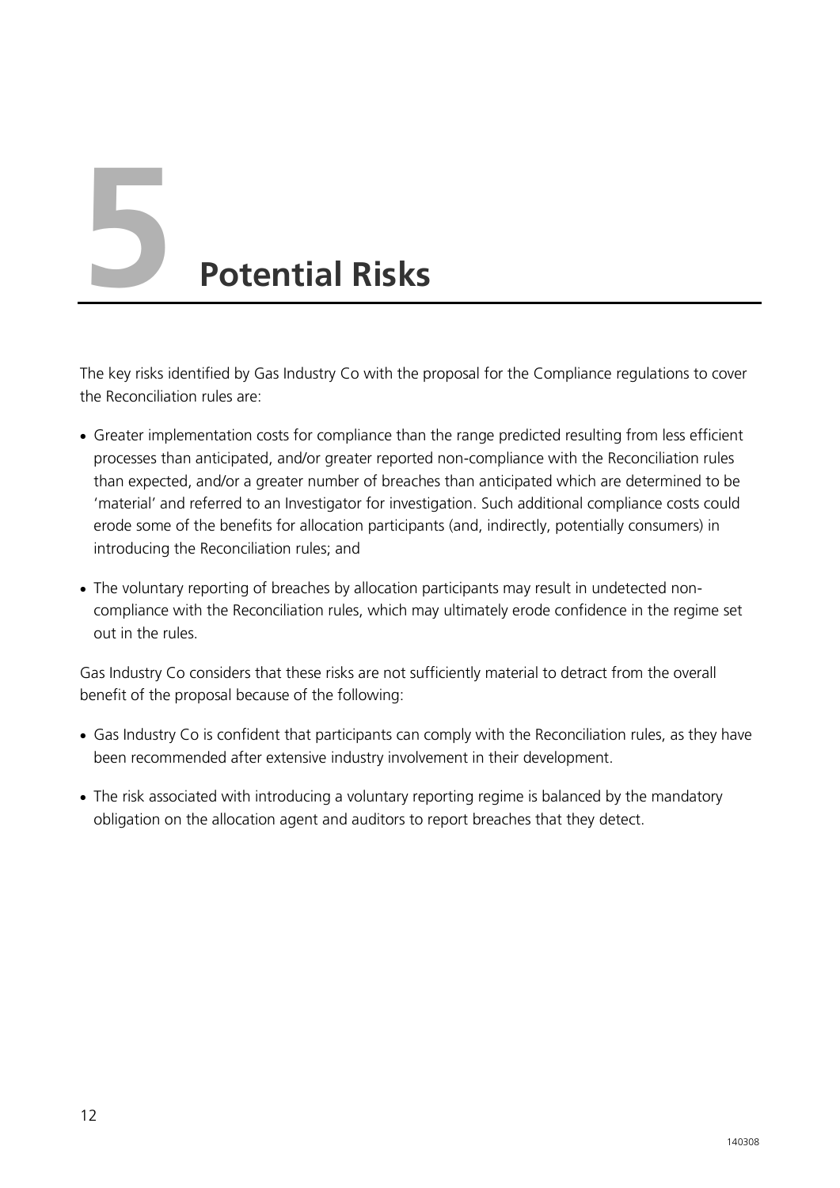# 5 Potential Risks

The key risks identified by Gas Industry Co with the proposal for the Compliance regulations to cover the Reconciliation rules are:

- Greater implementation costs for compliance than the range predicted resulting from less efficient processes than anticipated, and/or greater reported non-compliance with the Reconciliation rules than expected, and/or a greater number of breaches than anticipated which are determined to be 'material' and referred to an Investigator for investigation. Such additional compliance costs could erode some of the benefits for allocation participants (and, indirectly, potentially consumers) in introducing the Reconciliation rules; and
- The voluntary reporting of breaches by allocation participants may result in undetected non-compliance with the Reconciliation rules, which may ultimately erode confidence in the regime set out in the rules.

Gas Industry Co considers that these risks are not sufficiently material to detract from the overall benefit of the proposal because of the following:

- Gas Industry Co is confident that participants can comply with the Reconciliation rules, as they have been recommended after extensive industry involvement in their development.
- The risk associated with introducing a voluntary reporting regime is balanced by the mandatory obligation on the allocation agent and auditors to report breaches that they detect.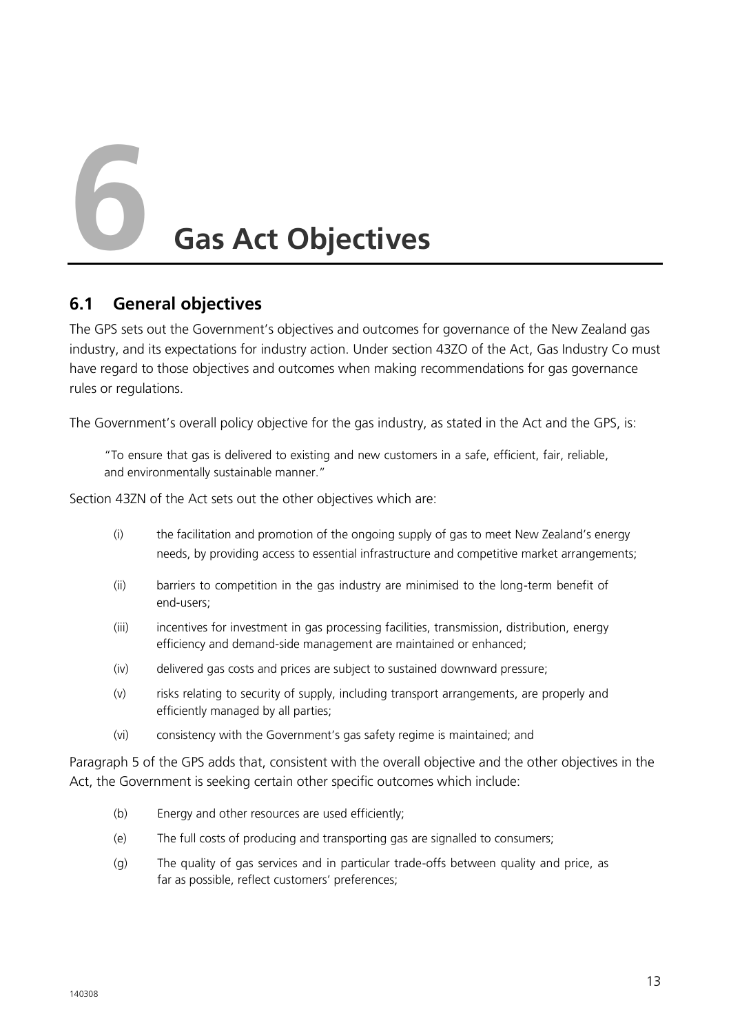# 6 Gas Act Objectives

## 6.1 General objectives

The GPS sets out the Government's objectives and outcomes for governance of the New Zealand gas industry, and its expectations for industry action. Under section 43ZO of the Act, Gas Industry Co must have regard to those objectives and outcomes when making recommendations for gas governance rules or regulations.

The Government's overall policy objective for the gas industry, as stated in the Act and the GPS, is:

> "To ensure that gas is delivered to existing and new customers in a safe, efficient, fair, reliable, and environmentally sustainable manner."

Section 43ZN of the Act sets out the other objectives which are:

- (i) the facilitation and promotion of the ongoing supply of gas to meet New Zealand's energy needs, by providing access to essential infrastructure and competitive market arrangements;
- (ii) barriers to competition in the gas industry are minimised to the long-term benefit of end-users;
- (iii) incentives for investment in gas processing facilities, transmission, distribution, energy efficiency and demand-side management are maintained or enhanced;
- (iv) delivered gas costs and prices are subject to sustained downward pressure;
- (v) risks relating to security of supply, including transport arrangements, are properly and efficiently managed by all parties;
- (vi) consistency with the Government's gas safety regime is maintained; and

Paragraph 5 of the GPS adds that, consistent with the overall objective and the other objectives in the Act, the Government is seeking certain other specific outcomes which include:

- (b) Energy and other resources are used efficiently;
- (e) The full costs of producing and transporting gas are signalled to consumers;
- (g) The quality of gas services and in particular trade-offs between quality and price, as far as possible, reflect customers' preferences;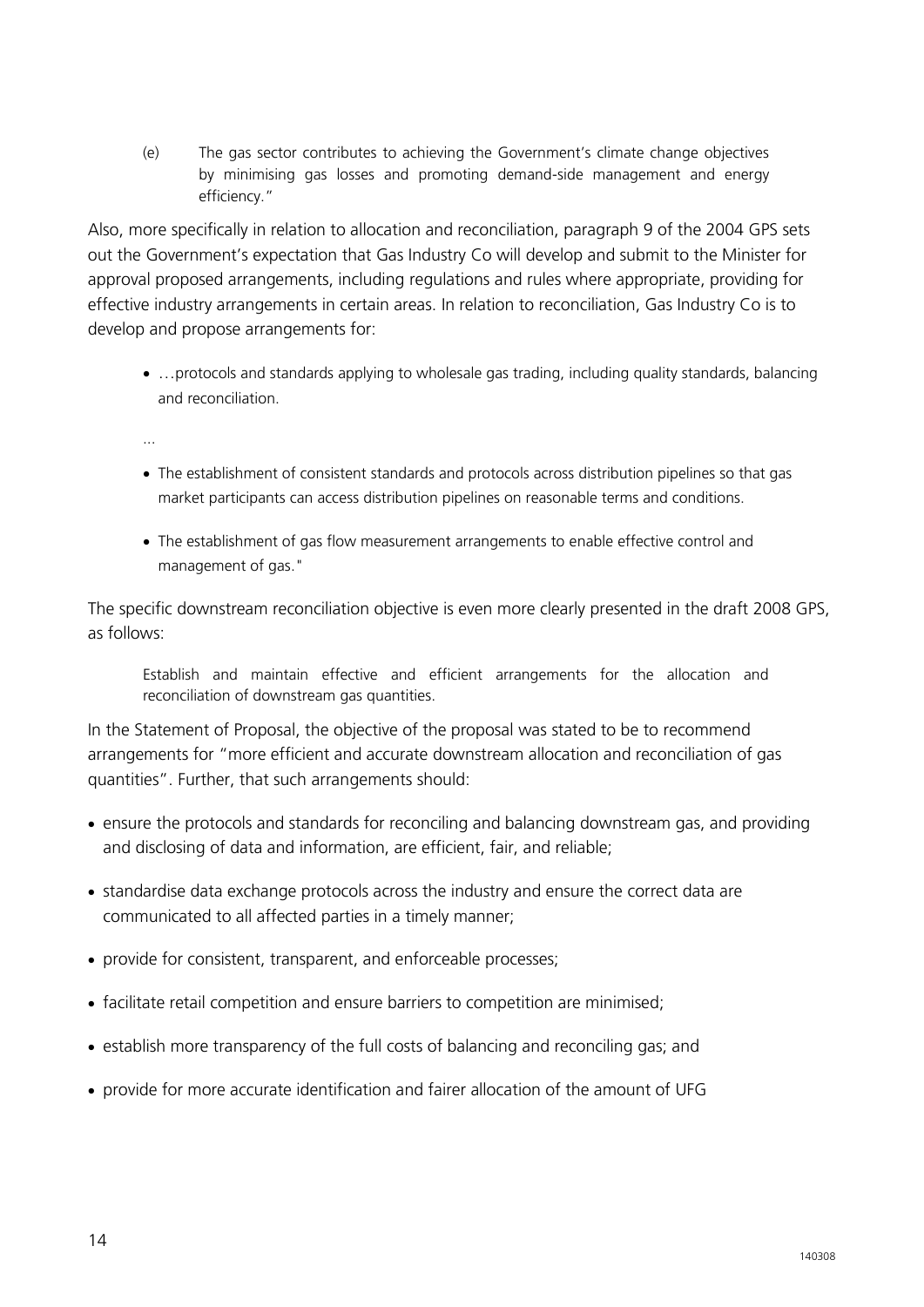(e) The gas sector contributes to achieving the Government's climate change objectives by minimising gas losses and promoting demand-side management and energy efficiency."

Also, more specifically in relation to allocation and reconciliation, paragraph 9 of the 2004 GPS sets out the Government's expectation that Gas Industry Co will develop and submit to the Minister for approval proposed arrangements, including regulations and rules where appropriate, providing for effective industry arrangements in certain areas. In relation to reconciliation, Gas Industry Co is to develop and propose arrangements for:

- …protocols and standards applying to wholesale gas trading, including quality standards, balancing and reconciliation.

…

- The establishment of consistent standards and protocols across distribution pipelines so that gas market participants can access distribution pipelines on reasonable terms and conditions.
- The establishment of gas flow measurement arrangements to enable effective control and management of gas."

The specific downstream reconciliation objective is even more clearly presented in the draft 2008 GPS, as follows:

> Establish and maintain effective and efficient arrangements for the allocation and reconciliation of downstream gas quantities.

In the Statement of Proposal, the objective of the proposal was stated to be to recommend arrangements for "more efficient and accurate downstream allocation and reconciliation of gas quantities". Further, that such arrangements should:

- ensure the protocols and standards for reconciling and balancing downstream gas, and providing and disclosing of data and information, are efficient, fair, and reliable;
- standardise data exchange protocols across the industry and ensure the correct data are communicated to all affected parties in a timely manner;
- provide for consistent, transparent, and enforceable processes;
- facilitate retail competition and ensure barriers to competition are minimised;
- establish more transparency of the full costs of balancing and reconciling gas; and
- provide for more accurate identification and fairer allocation of the amount of UFG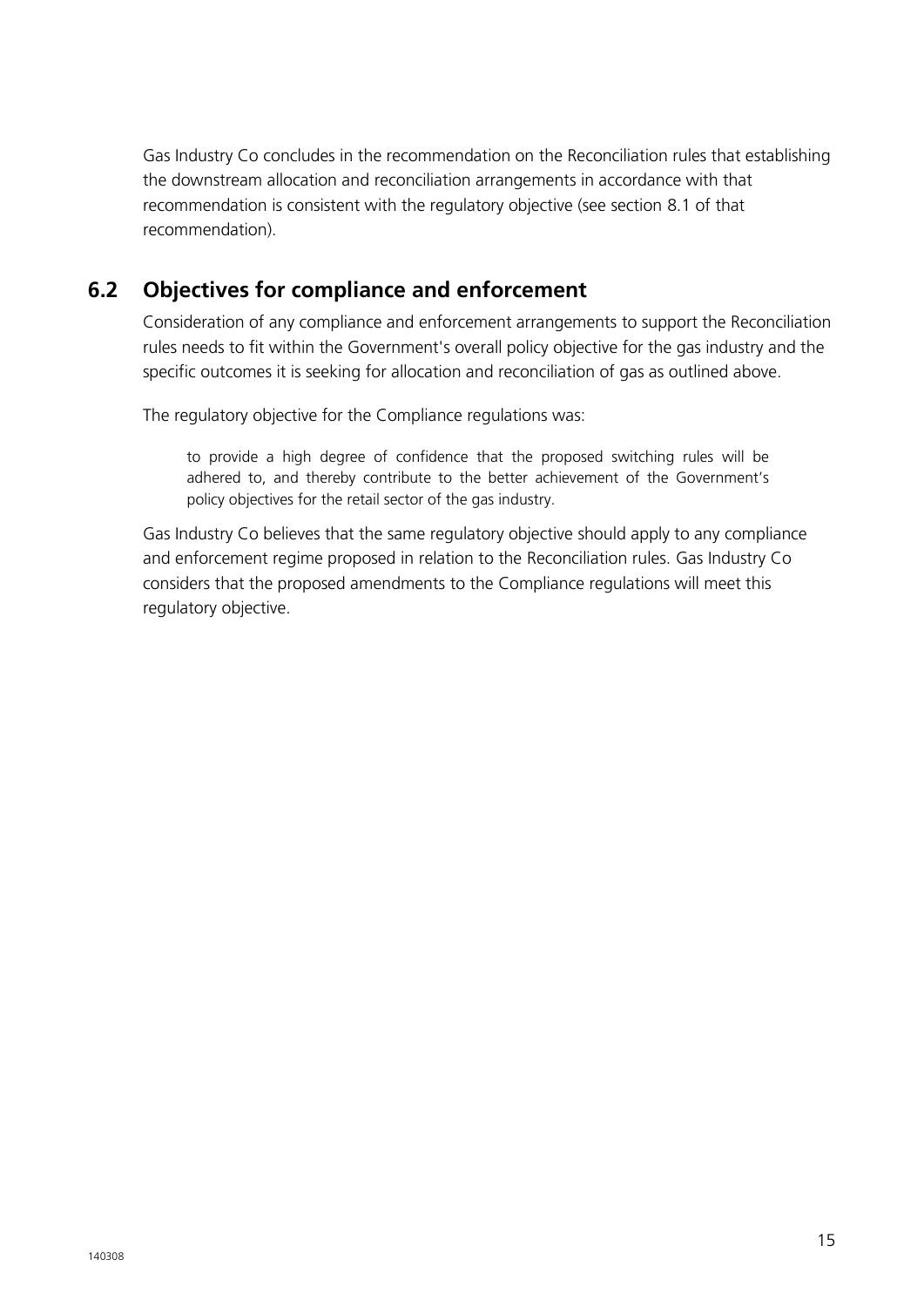Gas Industry Co concludes in the recommendation on the Reconciliation rules that establishing the downstream allocation and reconciliation arrangements in accordance with that recommendation is consistent with the regulatory objective (see section 8.1 of that recommendation).

## 6.2 Objectives for compliance and enforcement

Consideration of any compliance and enforcement arrangements to support the Reconciliation rules needs to fit within the Government's overall policy objective for the gas industry and the specific outcomes it is seeking for allocation and reconciliation of gas as outlined above.

The regulatory objective for the Compliance regulations was:

> to provide a high degree of confidence that the proposed switching rules will be adhered to, and thereby contribute to the better achievement of the Government's policy objectives for the retail sector of the gas industry.

Gas Industry Co believes that the same regulatory objective should apply to any compliance and enforcement regime proposed in relation to the Reconciliation rules. Gas Industry Co considers that the proposed amendments to the Compliance regulations will meet this regulatory objective.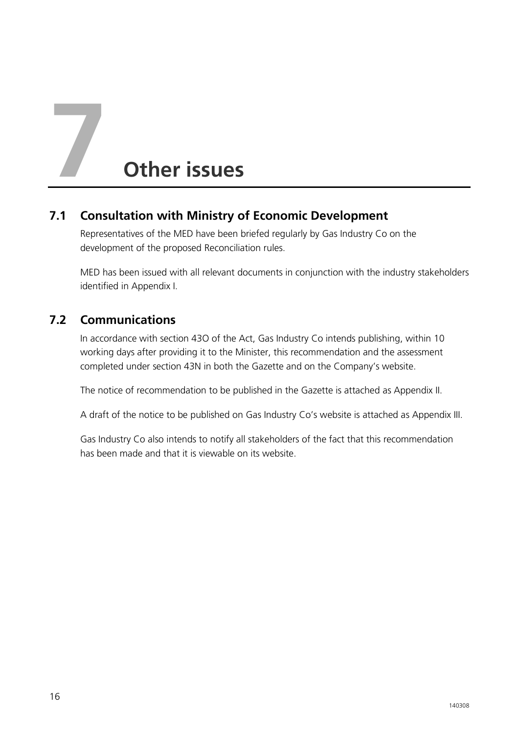# 7 Other issues

## 7.1 Consultation with Ministry of Economic Development

Representatives of the MED have been briefed regularly by Gas Industry Co on the development of the proposed Reconciliation rules.

MED has been issued with all relevant documents in conjunction with the industry stakeholders identified in Appendix I.

## 7.2 Communications

In accordance with section 43O of the Act, Gas Industry Co intends publishing, within 10 working days after providing it to the Minister, this recommendation and the assessment completed under section 43N in both the Gazette and on the Company's website.

The notice of recommendation to be published in the Gazette is attached as Appendix II.

A draft of the notice to be published on Gas Industry Co's website is attached as Appendix III.

Gas Industry Co also intends to notify all stakeholders of the fact that this recommendation has been made and that it is viewable on its website.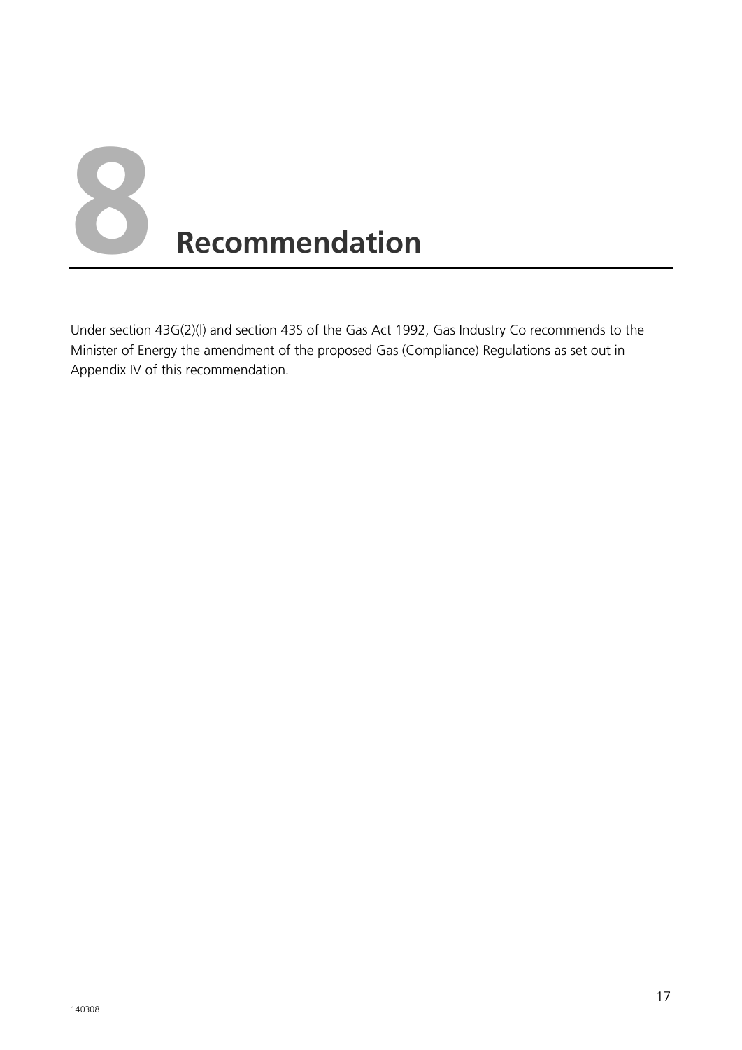# 8 Recommendation

Under section 43G(2)(l) and section 43S of the Gas Act 1992, Gas Industry Co recommends to the Minister of Energy the amendment of the proposed Gas (Compliance) Regulations as set out in Appendix IV of this recommendation.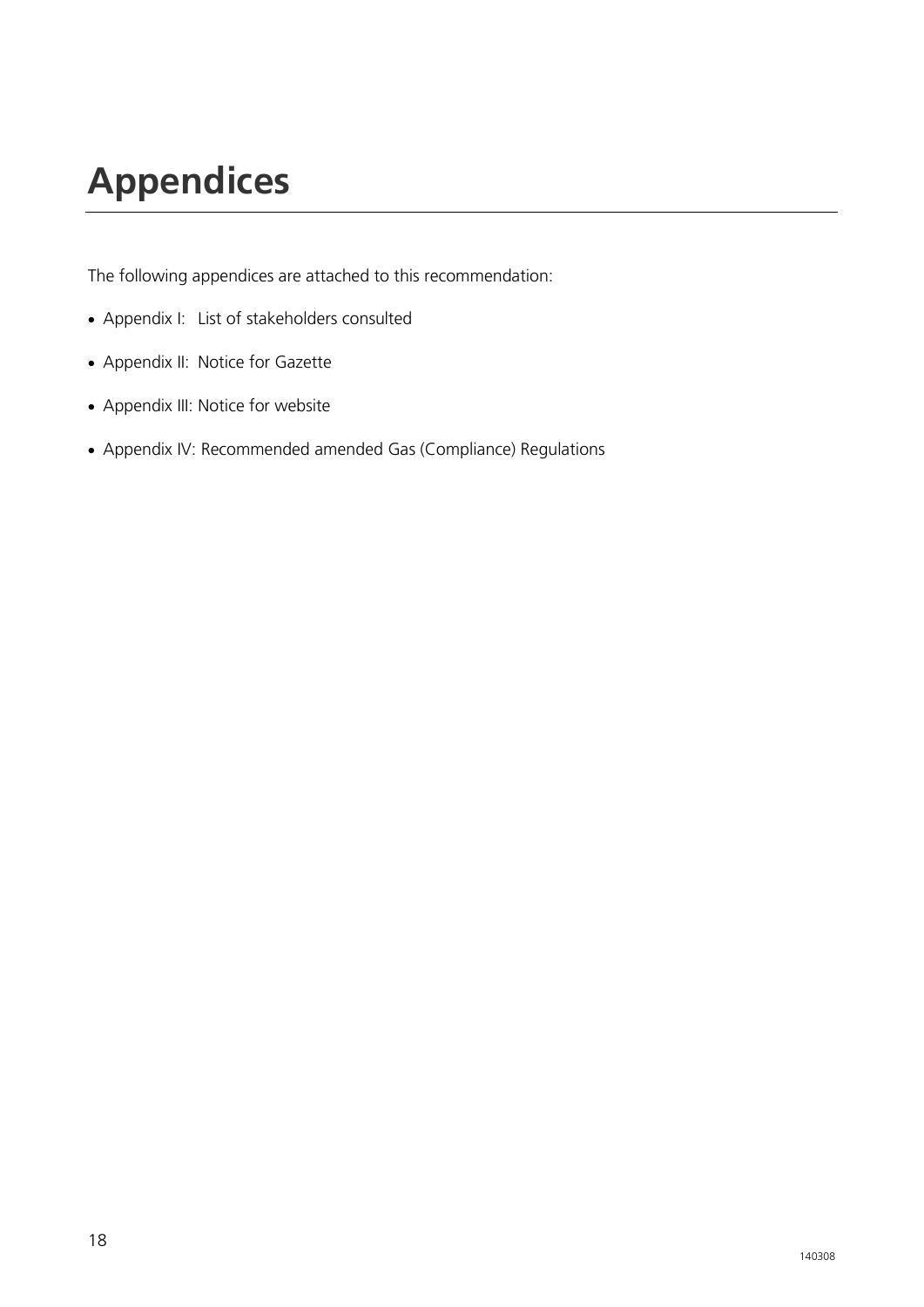# Appendices

The following appendices are attached to this recommendation:

- Appendix I: List of stakeholders consulted
- Appendix II: Notice for Gazette
- Appendix III: Notice for website
- Appendix IV: Recommended amended Gas (Compliance) Regulations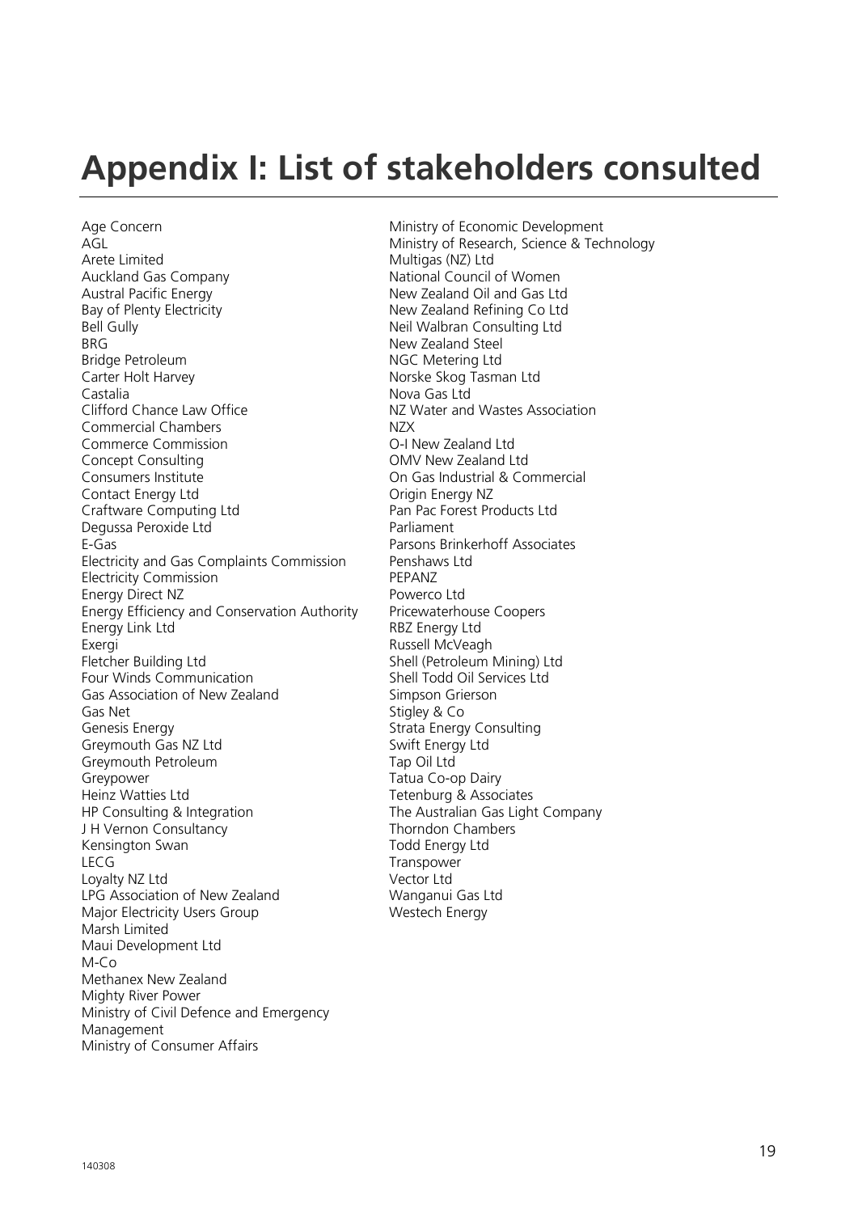# Appendix I: List of stakeholders consulted

Age Concern
AGL
Arete Limited
Auckland Gas Company
Austral Pacific Energy
Bay of Plenty Electricity
Bell Gully
BRG
Bridge Petroleum
Carter Holt Harvey
Castalia
Clifford Chance Law Office
Commercial Chambers
Commerce Commission
Concept Consulting
Consumers Institute
Contact Energy Ltd
Craftware Computing Ltd
Degussa Peroxide Ltd
E-Gas
Electricity and Gas Complaints Commission
Electricity Commission
Energy Direct NZ
Energy Efficiency and Conservation Authority
Energy Link Ltd
Exergi
Fletcher Building Ltd
Four Winds Communication
Gas Association of New Zealand
Gas Net
Genesis Energy
Greymouth Gas NZ Ltd
Greymouth Petroleum
Greypower
Heinz Watties Ltd
HP Consulting & Integration
J H Vernon Consultancy
Kensington Swan
LECG
Loyalty NZ Ltd
LPG Association of New Zealand
Major Electricity Users Group
Marsh Limited
Maui Development Ltd
M-Co
Methanex New Zealand
Mighty River Power
Ministry of Civil Defence and Emergency Management
Ministry of Consumer Affairs
Ministry of Economic Development
Ministry of Research, Science & Technology
Multigas (NZ) Ltd
National Council of Women
New Zealand Oil and Gas Ltd
New Zealand Refining Co Ltd
Neil Walbran Consulting Ltd
New Zealand Steel
NGC Metering Ltd
Norske Skog Tasman Ltd
Nova Gas Ltd
NZ Water and Wastes Association
NZX
O-I New Zealand Ltd
OMV New Zealand Ltd
On Gas Industrial & Commercial
Origin Energy NZ
Pan Pac Forest Products Ltd
Parliament
Parsons Brinkerhoff Associates
Penshaws Ltd
PEPANZ
Powerco Ltd
Pricewaterhouse Coopers
RBZ Energy Ltd
Russell McVeagh
Shell (Petroleum Mining) Ltd
Shell Todd Oil Services Ltd
Simpson Grierson
Stigley & Co
Strata Energy Consulting
Swift Energy Ltd
Tap Oil Ltd
Tatua Co-op Dairy
Tetenburg & Associates
The Australian Gas Light Company
Thorndon Chambers
Todd Energy Ltd
Transpower
Vector Ltd
Wanganui Gas Ltd
Westech Energy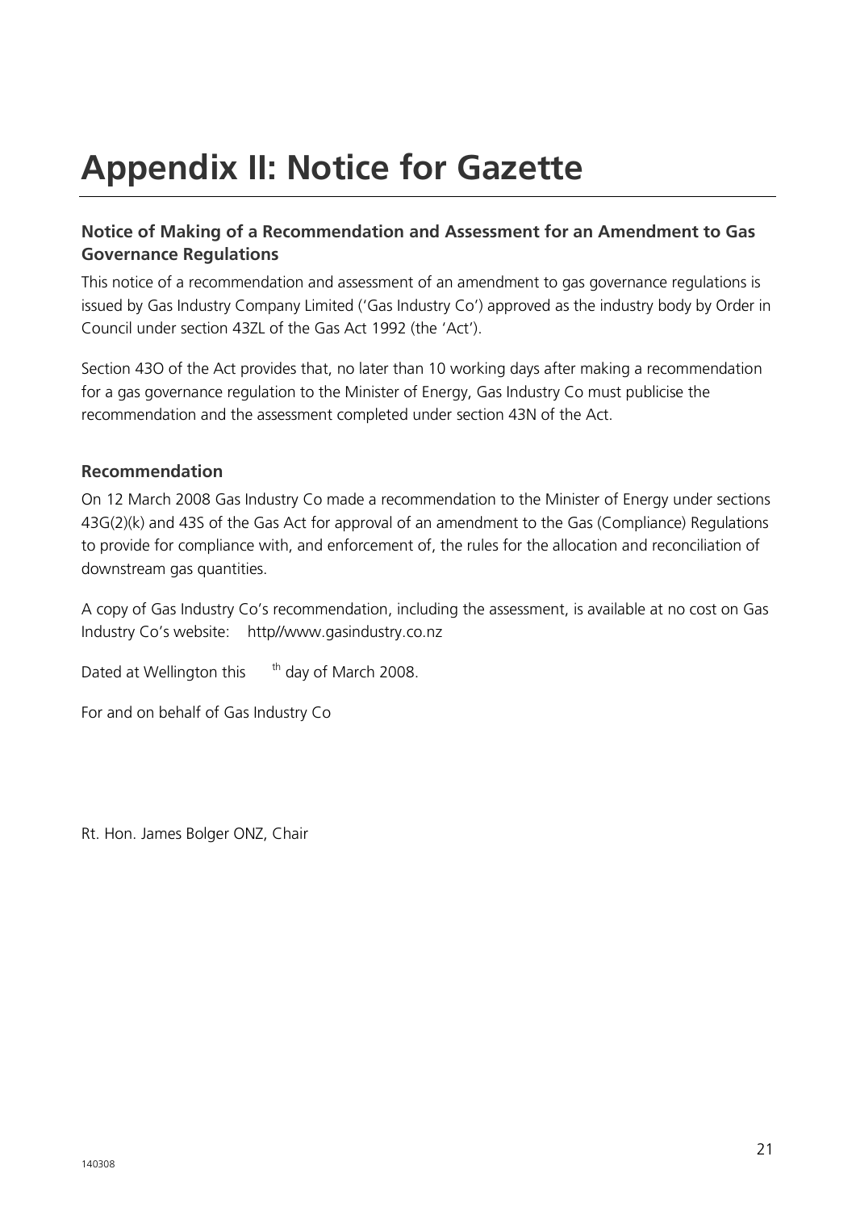# Appendix II: Notice for Gazette

### Notice of Making of a Recommendation and Assessment for an Amendment to Gas Governance Regulations

This notice of a recommendation and assessment of an amendment to gas governance regulations is issued by Gas Industry Company Limited ('Gas Industry Co') approved as the industry body by Order in Council under section 43ZL of the Gas Act 1992 (the 'Act').

Section 43O of the Act provides that, no later than 10 working days after making a recommendation for a gas governance regulation to the Minister of Energy, Gas Industry Co must publicise the recommendation and the assessment completed under section 43N of the Act.

### Recommendation

On 12 March 2008 Gas Industry Co made a recommendation to the Minister of Energy under sections 43G(2)(k) and 43S of the Gas Act for approval of an amendment to the Gas (Compliance) Regulations to provide for compliance with, and enforcement of, the rules for the allocation and reconciliation of downstream gas quantities.

A copy of Gas Industry Co's recommendation, including the assessment, is available at no cost on Gas Industry Co's website: http//www.gasindustry.co.nz

Dated at Wellington this th day of March 2008.

For and on behalf of Gas Industry Co

Rt. Hon. James Bolger ONZ, Chair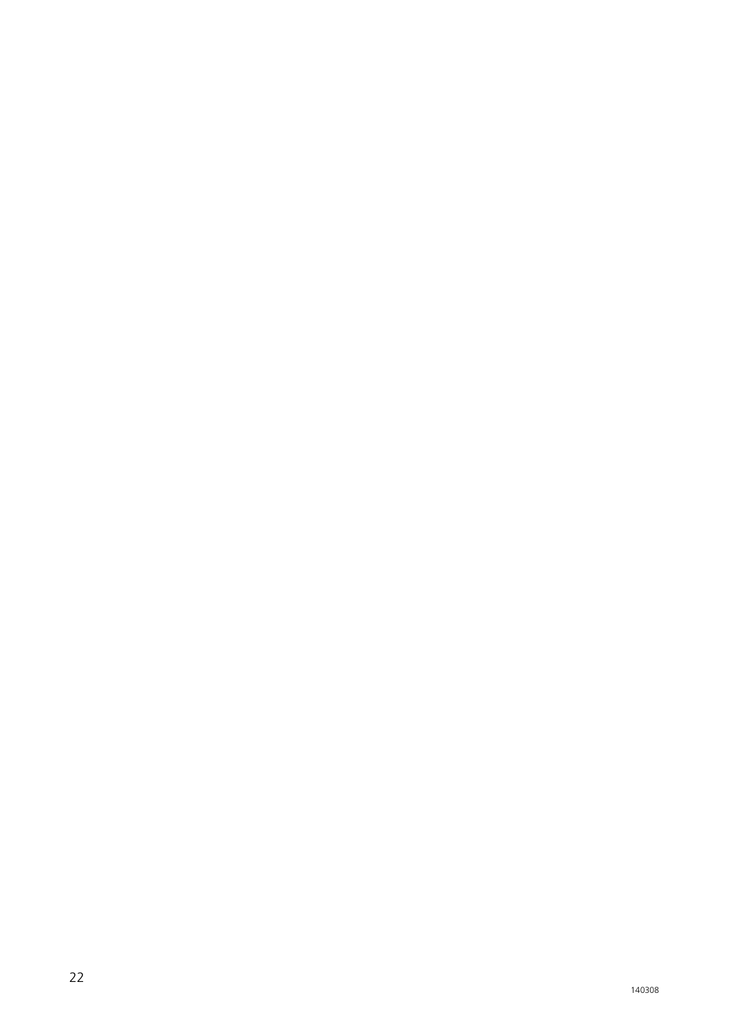140308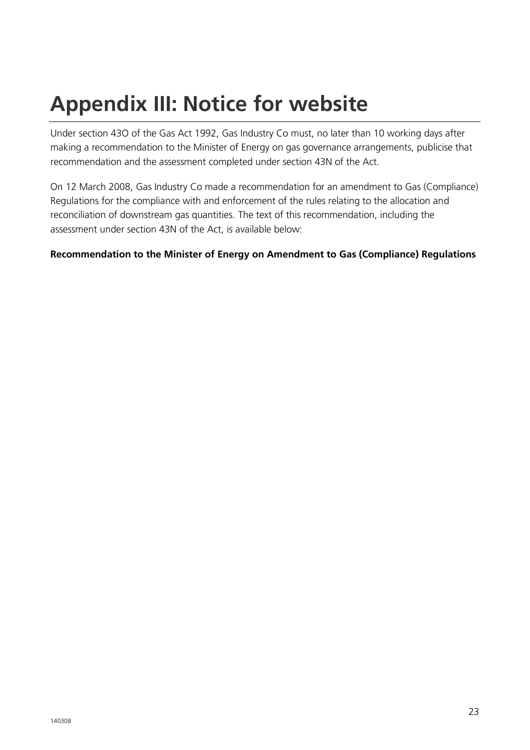# Appendix III: Notice for website

Under section 43O of the Gas Act 1992, Gas Industry Co must, no later than 10 working days after making a recommendation to the Minister of Energy on gas governance arrangements, publicise that recommendation and the assessment completed under section 43N of the Act.

On 12 March 2008, Gas Industry Co made a recommendation for an amendment to Gas (Compliance) Regulations for the compliance with and enforcement of the rules relating to the allocation and reconciliation of downstream gas quantities. The text of this recommendation, including the assessment under section 43N of the Act, is available below:

**Recommendation to the Minister of Energy on Amendment to Gas (Compliance) Regulations**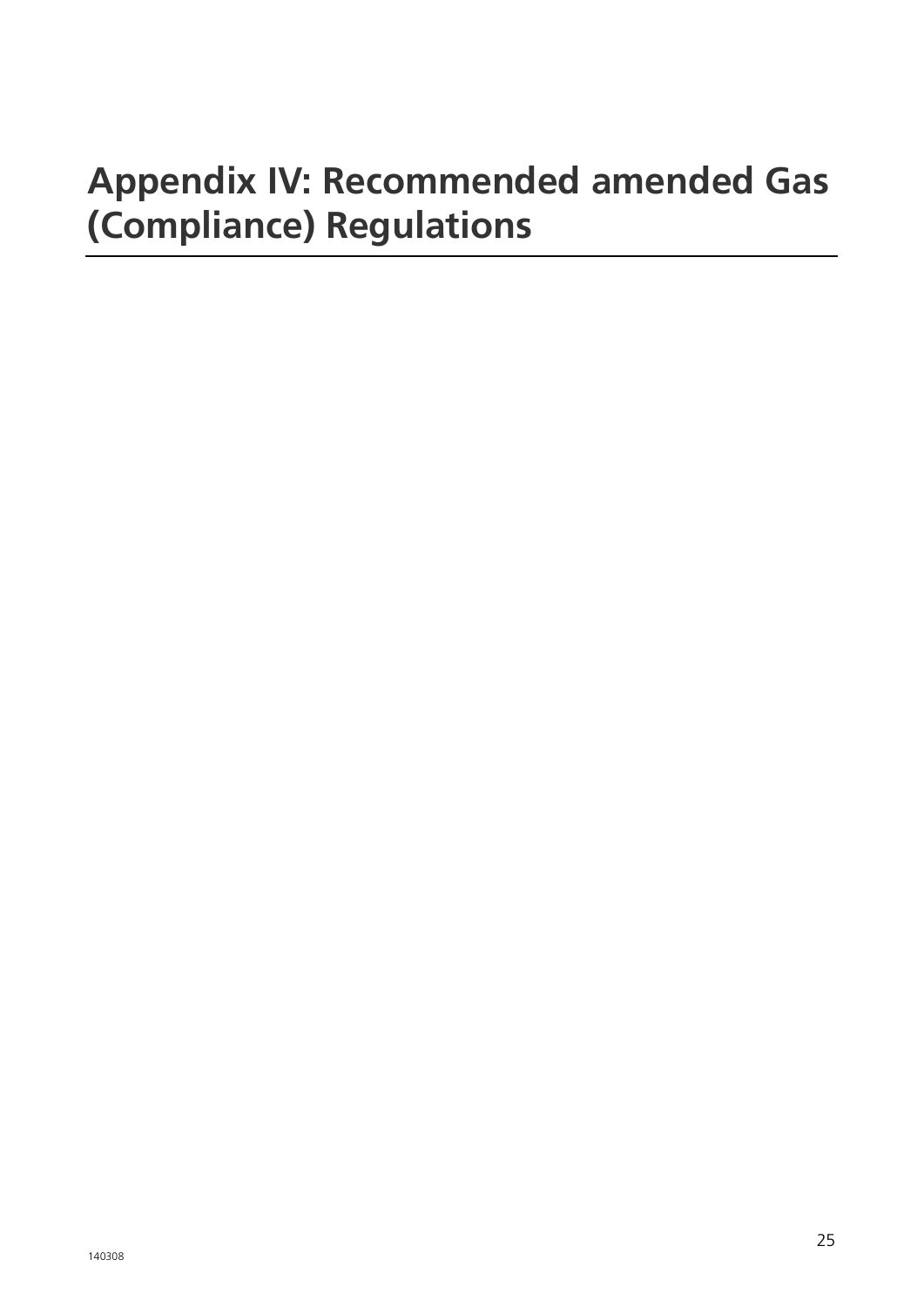# Appendix IV: Recommended amended Gas (Compliance) Regulations